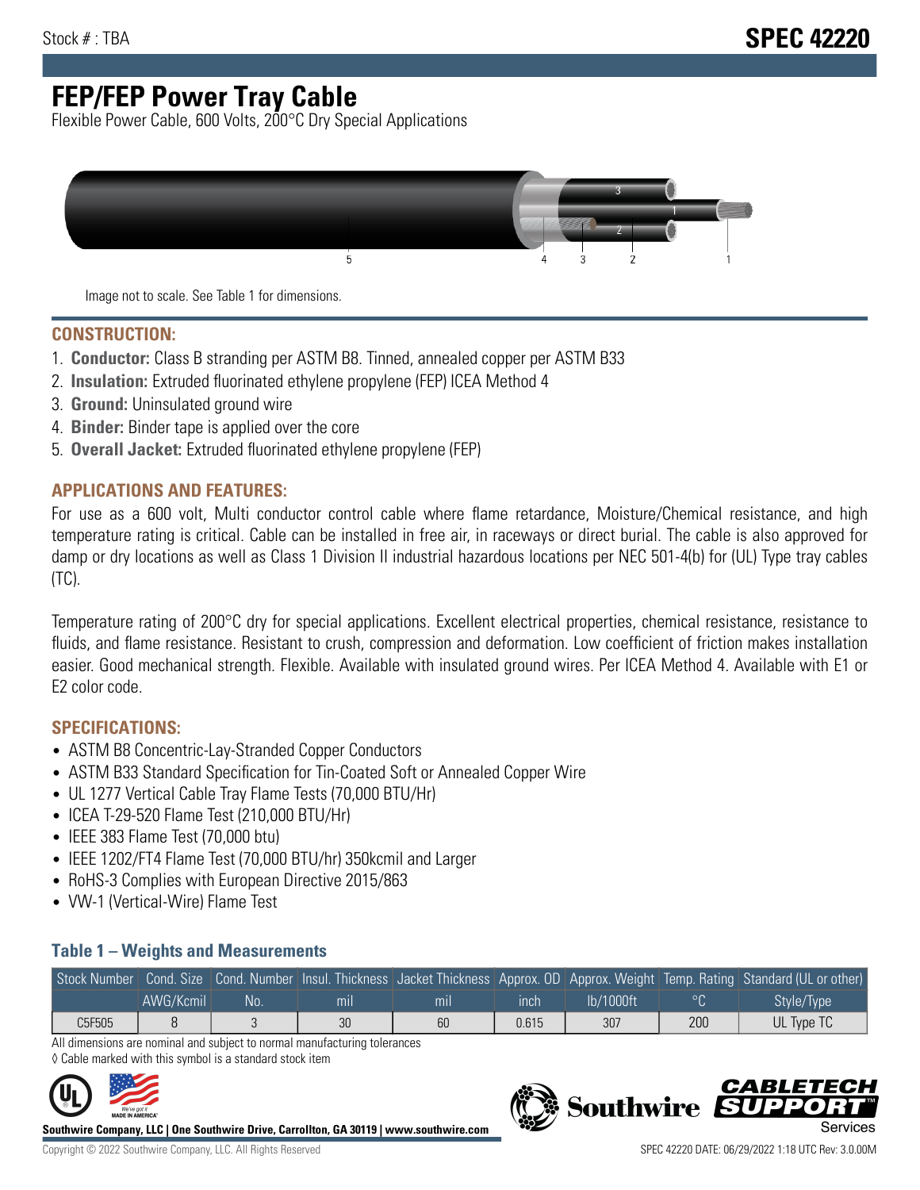Stock # : TBA

# SPEC 42220

# FEP/FEP Power Tray Cable

Flexible Power Cable, 600 Volts, 200°C Dry Special Applications

Image not to scale. See Table 1 for dimensions.

## CONSTRUCTION:

1. **Conductor:** Class B stranding per ASTM B8. Tinned, annealed copper per ASTM B33
2. **Insulation:** Extruded fluorinated ethylene propylene (FEP) ICEA Method 4
3. **Ground:** Uninsulated ground wire
4. **Binder:** Binder tape is applied over the core
5. **Overall Jacket:** Extruded fluorinated ethylene propylene (FEP)

## APPLICATIONS AND FEATURES:

For use as a 600 volt, Multi conductor control cable where flame retardance, Moisture/Chemical resistance, and high temperature rating is critical. Cable can be installed in free air, in raceways or direct burial. The cable is also approved for damp or dry locations as well as Class 1 Division II industrial hazardous locations per NEC 501-4(b) for (UL) Type tray cables (TC).

Temperature rating of 200°C dry for special applications. Excellent electrical properties, chemical resistance, resistance to fluids, and flame resistance. Resistant to crush, compression and deformation. Low coefficient of friction makes installation easier. Good mechanical strength. Flexible. Available with insulated ground wires. Per ICEA Method 4. Available with E1 or E2 color code.

## SPECIFICATIONS:

- ASTM B8 Concentric-Lay-Stranded Copper Conductors
- ASTM B33 Standard Specification for Tin-Coated Soft or Annealed Copper Wire
- UL 1277 Vertical Cable Tray Flame Tests (70,000 BTU/Hr)
- ICEA T-29-520 Flame Test (210,000 BTU/Hr)
- IEEE 383 Flame Test (70,000 btu)
- IEEE 1202/FT4 Flame Test (70,000 BTU/hr) 350kcmil and Larger
- RoHS-3 Complies with European Directive 2015/863
- VW-1 (Vertical-Wire) Flame Test

### Table 1 – Weights and Measurements

| Stock Number | Cond. Size | Cond. Number | Insul. Thickness | Jacket Thickness | Approx. OD | Approx. Weight | Temp. Rating | Standard (UL or other) |
|---|---|---|---|---|---|---|---|---|
| | AWG/Kcmil | No. | mil | mil | inch | lb/1000ft | °C | Style/Type |
| C5F505 | 8 | 3 | 30 | 60 | 0.615 | 307 | 200 | UL Type TC |

All dimensions are nominal and subject to normal manufacturing tolerances

◊ Cable marked with this symbol is a standard stock item

**Southwire Company, LLC | One Southwire Drive, Carrollton, GA 30119 | www.southwire.com**

Copyright © 2022 Southwire Company, LLC. All Rights Reserved

SPEC 42220 DATE: 06/29/2022 1:18 UTC Rev: 3.0.00M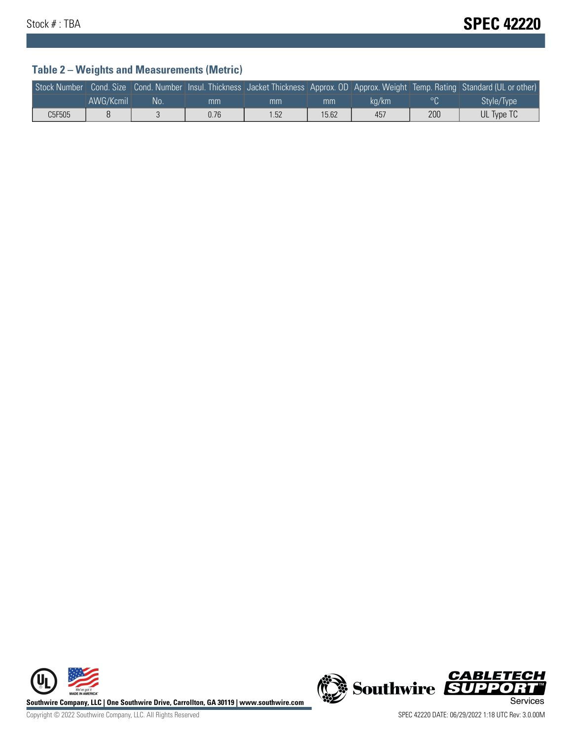### Table 2 – Weights and Measurements (Metric)

| Stock Number | Cond. Size | Cond. Number | Insul. Thickness | Jacket Thickness | Approx. OD | Approx. Weight | Temp. Rating | Standard (UL or other) |
|---|---|---|---|---|---|---|---|---|
| | AWG/Kcmil | No. | mm | mm | mm | kg/km | °C | Style/Type |
| C5F505 | 8 | 3 | 0.76 | 1.52 | 15.62 | 457 | 200 | UL Type TC |